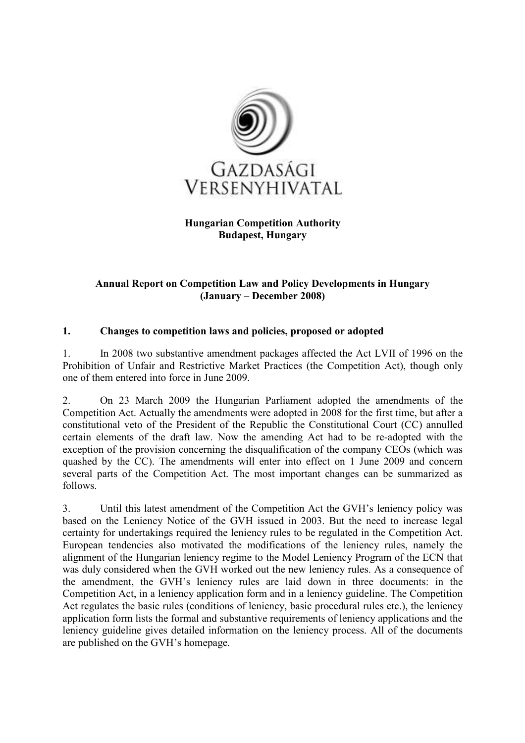GAZDASÁGI VERSENYHIVATAL

**Hungarian Competition Authority**
**Budapest, Hungary**

**Annual Report on Competition Law and Policy Developments in Hungary**
**(January – December 2008)**

## 1. Changes to competition laws and policies, proposed or adopted

1. In 2008 two substantive amendment packages affected the Act LVII of 1996 on the Prohibition of Unfair and Restrictive Market Practices (the Competition Act), though only one of them entered into force in June 2009.

2. On 23 March 2009 the Hungarian Parliament adopted the amendments of the Competition Act. Actually the amendments were adopted in 2008 for the first time, but after a constitutional veto of the President of the Republic the Constitutional Court (CC) annulled certain elements of the draft law. Now the amending Act had to be re-adopted with the exception of the provision concerning the disqualification of the company CEOs (which was quashed by the CC). The amendments will enter into effect on 1 June 2009 and concern several parts of the Competition Act. The most important changes can be summarized as follows.

3. Until this latest amendment of the Competition Act the GVH's leniency policy was based on the Leniency Notice of the GVH issued in 2003. But the need to increase legal certainty for undertakings required the leniency rules to be regulated in the Competition Act. European tendencies also motivated the modifications of the leniency rules, namely the alignment of the Hungarian leniency regime to the Model Leniency Program of the ECN that was duly considered when the GVH worked out the new leniency rules. As a consequence of the amendment, the GVH's leniency rules are laid down in three documents: in the Competition Act, in a leniency application form and in a leniency guideline. The Competition Act regulates the basic rules (conditions of leniency, basic procedural rules etc.), the leniency application form lists the formal and substantive requirements of leniency applications and the leniency guideline gives detailed information on the leniency process. All of the documents are published on the GVH's homepage.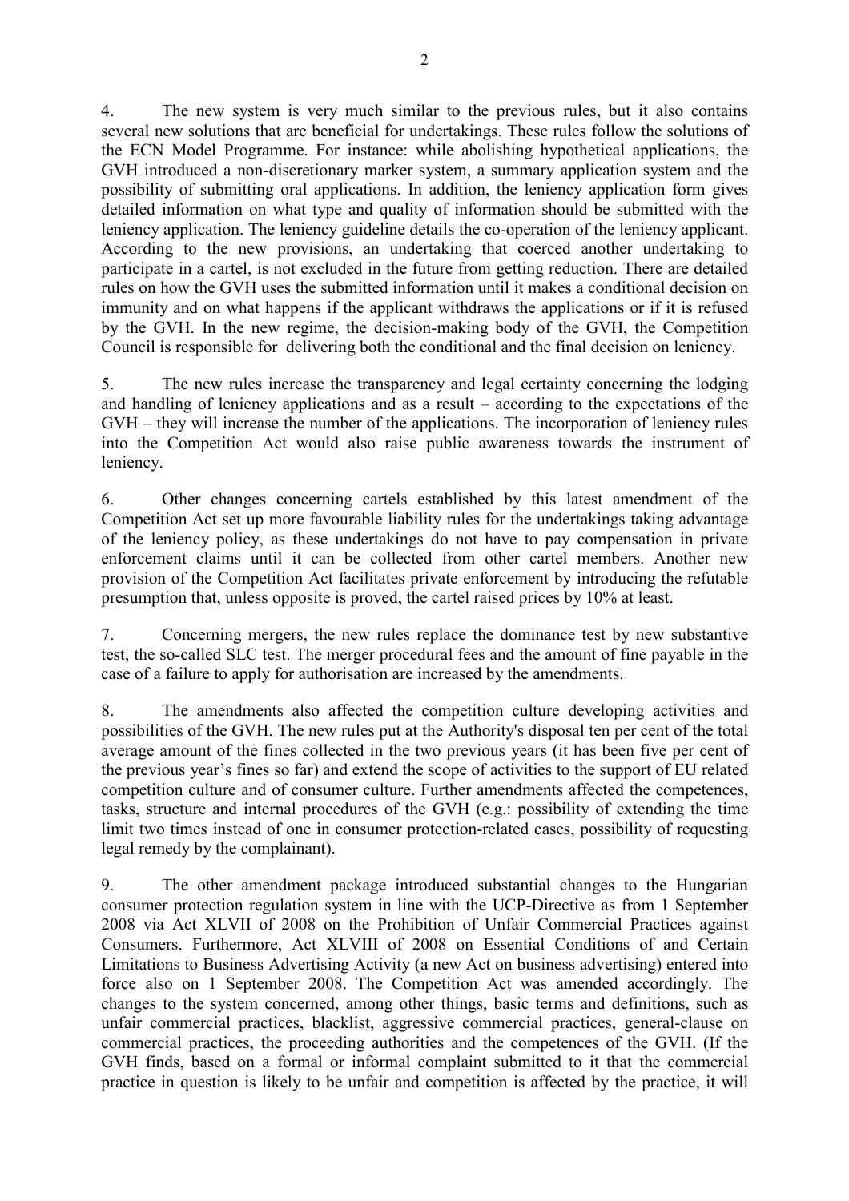4. The new system is very much similar to the previous rules, but it also contains several new solutions that are beneficial for undertakings. These rules follow the solutions of the ECN Model Programme. For instance: while abolishing hypothetical applications, the GVH introduced a non-discretionary marker system, a summary application system and the possibility of submitting oral applications. In addition, the leniency application form gives detailed information on what type and quality of information should be submitted with the leniency application. The leniency guideline details the co-operation of the leniency applicant. According to the new provisions, an undertaking that coerced another undertaking to participate in a cartel, is not excluded in the future from getting reduction. There are detailed rules on how the GVH uses the submitted information until it makes a conditional decision on immunity and on what happens if the applicant withdraws the applications or if it is refused by the GVH. In the new regime, the decision-making body of the GVH, the Competition Council is responsible for delivering both the conditional and the final decision on leniency.

5. The new rules increase the transparency and legal certainty concerning the lodging and handling of leniency applications and as a result – according to the expectations of the GVH – they will increase the number of the applications. The incorporation of leniency rules into the Competition Act would also raise public awareness towards the instrument of leniency.

6. Other changes concerning cartels established by this latest amendment of the Competition Act set up more favourable liability rules for the undertakings taking advantage of the leniency policy, as these undertakings do not have to pay compensation in private enforcement claims until it can be collected from other cartel members. Another new provision of the Competition Act facilitates private enforcement by introducing the refutable presumption that, unless opposite is proved, the cartel raised prices by 10% at least.

7. Concerning mergers, the new rules replace the dominance test by new substantive test, the so-called SLC test. The merger procedural fees and the amount of fine payable in the case of a failure to apply for authorisation are increased by the amendments.

8. The amendments also affected the competition culture developing activities and possibilities of the GVH. The new rules put at the Authority's disposal ten per cent of the total average amount of the fines collected in the two previous years (it has been five per cent of the previous year's fines so far) and extend the scope of activities to the support of EU related competition culture and of consumer culture. Further amendments affected the competences, tasks, structure and internal procedures of the GVH (e.g.: possibility of extending the time limit two times instead of one in consumer protection-related cases, possibility of requesting legal remedy by the complainant).

9. The other amendment package introduced substantial changes to the Hungarian consumer protection regulation system in line with the UCP-Directive as from 1 September 2008 via Act XLVII of 2008 on the Prohibition of Unfair Commercial Practices against Consumers. Furthermore, Act XLVIII of 2008 on Essential Conditions of and Certain Limitations to Business Advertising Activity (a new Act on business advertising) entered into force also on 1 September 2008. The Competition Act was amended accordingly. The changes to the system concerned, among other things, basic terms and definitions, such as unfair commercial practices, blacklist, aggressive commercial practices, general-clause on commercial practices, the proceeding authorities and the competences of the GVH. (If the GVH finds, based on a formal or informal complaint submitted to it that the commercial practice in question is likely to be unfair and competition is affected by the practice, it will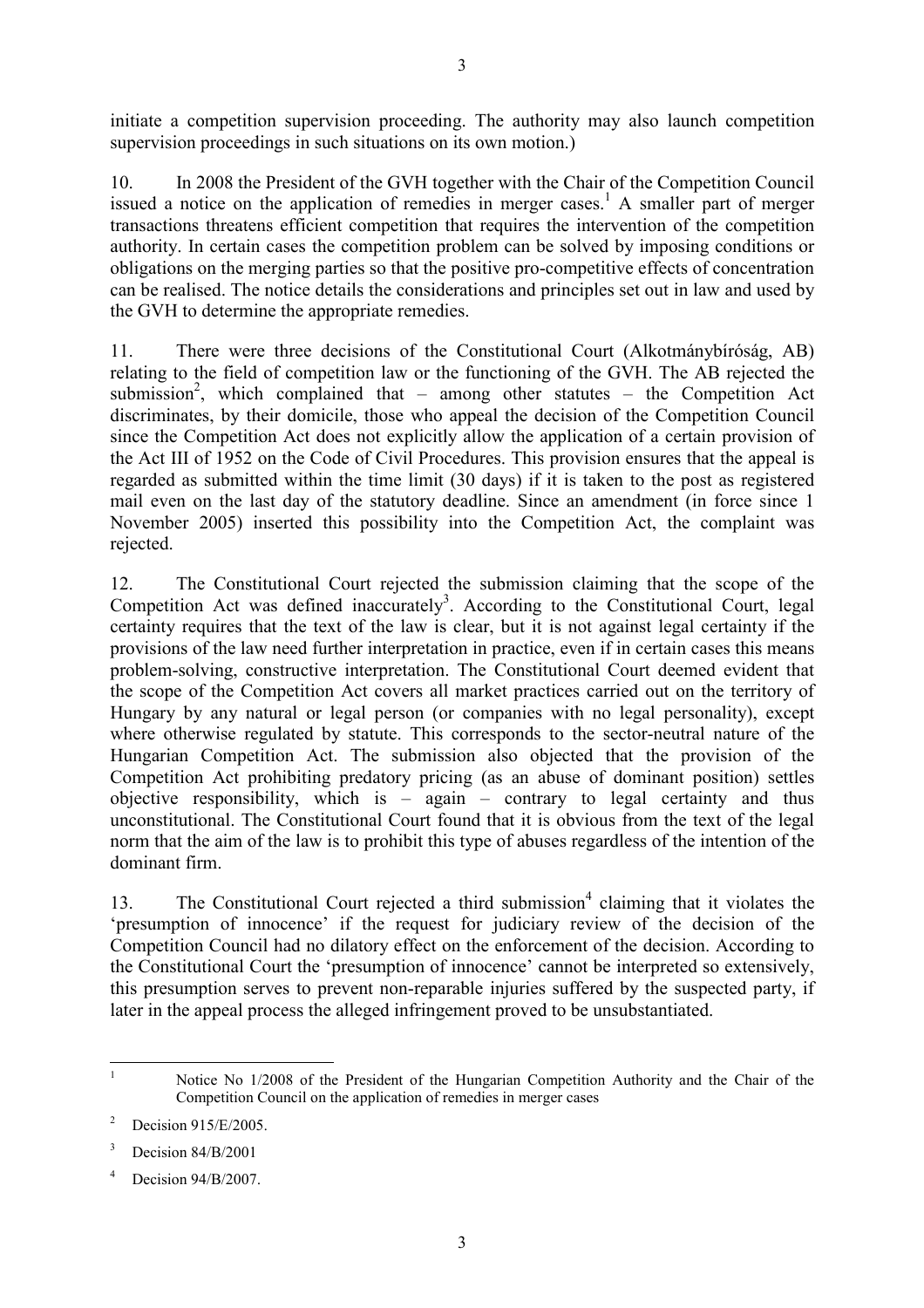initiate a competition supervision proceeding. The authority may also launch competition supervision proceedings in such situations on its own motion.)

10. In 2008 the President of the GVH together with the Chair of the Competition Council issued a notice on the application of remedies in merger cases.[1] A smaller part of merger transactions threatens efficient competition that requires the intervention of the competition authority. In certain cases the competition problem can be solved by imposing conditions or obligations on the merging parties so that the positive pro-competitive effects of concentration can be realised. The notice details the considerations and principles set out in law and used by the GVH to determine the appropriate remedies.

11. There were three decisions of the Constitutional Court (Alkotmánybíróság, AB) relating to the field of competition law or the functioning of the GVH. The AB rejected the submission[2], which complained that – among other statutes – the Competition Act discriminates, by their domicile, those who appeal the decision of the Competition Council since the Competition Act does not explicitly allow the application of a certain provision of the Act III of 1952 on the Code of Civil Procedures. This provision ensures that the appeal is regarded as submitted within the time limit (30 days) if it is taken to the post as registered mail even on the last day of the statutory deadline. Since an amendment (in force since 1 November 2005) inserted this possibility into the Competition Act, the complaint was rejected.

12. The Constitutional Court rejected the submission claiming that the scope of the Competition Act was defined inaccurately[3]. According to the Constitutional Court, legal certainty requires that the text of the law is clear, but it is not against legal certainty if the provisions of the law need further interpretation in practice, even if in certain cases this means problem-solving, constructive interpretation. The Constitutional Court deemed evident that the scope of the Competition Act covers all market practices carried out on the territory of Hungary by any natural or legal person (or companies with no legal personality), except where otherwise regulated by statute. This corresponds to the sector-neutral nature of the Hungarian Competition Act. The submission also objected that the provision of the Competition Act prohibiting predatory pricing (as an abuse of dominant position) settles objective responsibility, which is – again – contrary to legal certainty and thus unconstitutional. The Constitutional Court found that it is obvious from the text of the legal norm that the aim of the law is to prohibit this type of abuses regardless of the intention of the dominant firm.

13. The Constitutional Court rejected a third submission[4] claiming that it violates the 'presumption of innocence' if the request for judiciary review of the decision of the Competition Council had no dilatory effect on the enforcement of the decision. According to the Constitutional Court the 'presumption of innocence' cannot be interpreted so extensively, this presumption serves to prevent non-reparable injuries suffered by the suspected party, if later in the appeal process the alleged infringement proved to be unsubstantiated.

---

[1] Notice No 1/2008 of the President of the Hungarian Competition Authority and the Chair of the Competition Council on the application of remedies in merger cases

[2] Decision 915/E/2005.

[3] Decision 84/B/2001

[4] Decision 94/B/2007.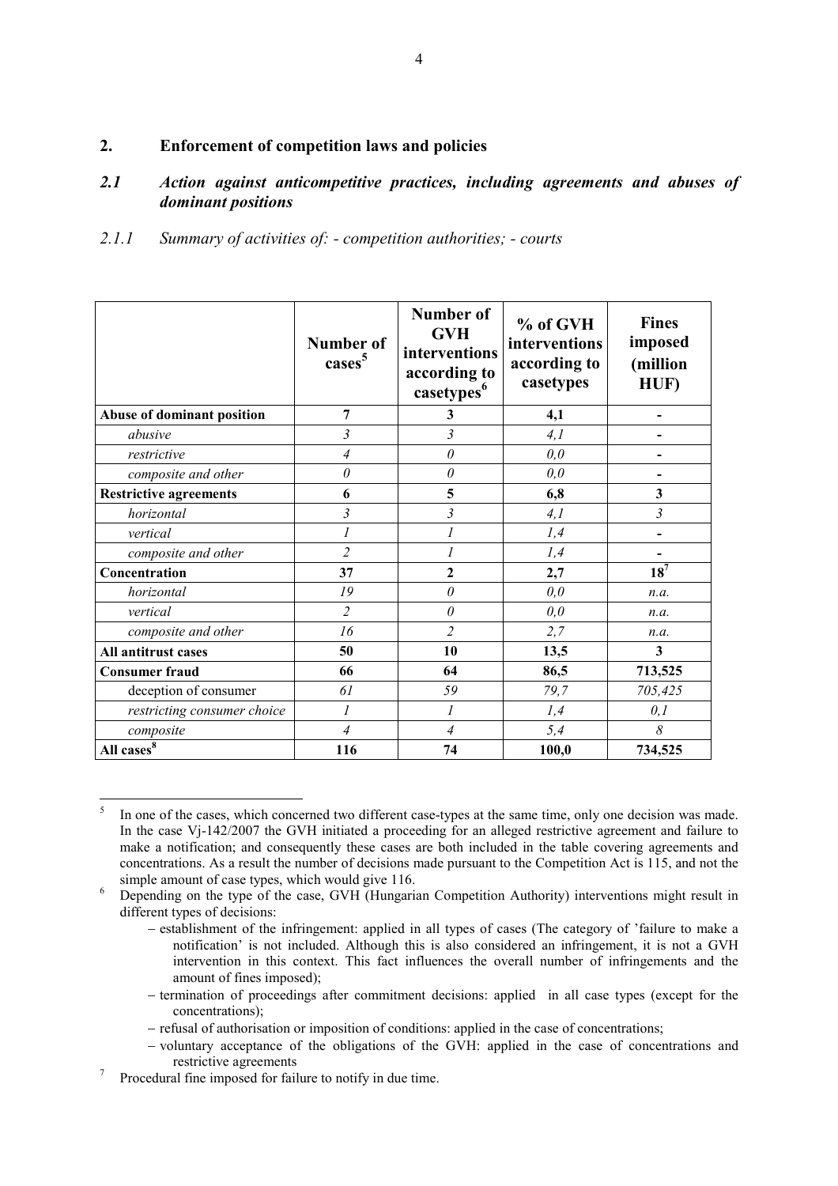## 2. Enforcement of competition laws and policies

### *2.1 Action against anticompetitive practices, including agreements and abuses of dominant positions*

#### *2.1.1 Summary of activities of: - competition authorities; - courts*

| | Number of cases[5] | Number of GVH interventions according to casetypes[6] | % of GVH interventions according to casetypes | Fines imposed (million HUF) |
|---|---|---|---|---|
| **Abuse of dominant position** | **7** | **3** | **4,1** | **-** |
| *abusive* | *3* | *3* | *4,1* | - |
| *restrictive* | *4* | *0* | *0,0* | - |
| *composite and other* | *0* | *0* | *0,0* | - |
| **Restrictive agreements** | **6** | **5** | **6,8** | **3** |
| *horizontal* | *3* | *3* | *4,1* | *3* |
| *vertical* | *1* | *1* | *1,4* | - |
| *composite and other* | *2* | *1* | *1,4* | - |
| **Concentration** | **37** | **2** | **2,7** | **18[7]** |
| *horizontal* | *19* | *0* | *0,0* | *n.a.* |
| *vertical* | *2* | *0* | *0,0* | *n.a.* |
| *composite and other* | *16* | *2* | *2,7* | *n.a.* |
| **All antitrust cases** | **50** | **10** | **13,5** | **3** |
| **Consumer fraud** | **66** | **64** | **86,5** | **713,525** |
| deception of consumer | *61* | *59* | *79,7* | *705,425* |
| *restricting consumer choice* | *1* | *1* | *1,4* | *0,1* |
| *composite* | *4* | *4* | *5,4* | *8* |
| **All cases[8]** | **116** | **74** | **100,0** | **734,525** |

[5] In one of the cases, which concerned two different case-types at the same time, only one decision was made. In the case Vj-142/2007 the GVH initiated a proceeding for an alleged restrictive agreement and failure to make a notification; and consequently these cases are both included in the table covering agreements and concentrations. As a result the number of decisions made pursuant to the Competition Act is 115, and not the simple amount of case types, which would give 116.

[6] Depending on the type of the case, GVH (Hungarian Competition Authority) interventions might result in different types of decisions:

- establishment of the infringement: applied in all types of cases (The category of 'failure to make a notification' is not included. Although this is also considered an infringement, it is not a GVH intervention in this context. This fact influences the overall number of infringements and the amount of fines imposed);
- termination of proceedings after commitment decisions: applied in all case types (except for the concentrations);
- refusal of authorisation or imposition of conditions: applied in the case of concentrations;
- voluntary acceptance of the obligations of the GVH: applied in the case of concentrations and restrictive agreements

[7] Procedural fine imposed for failure to notify in due time.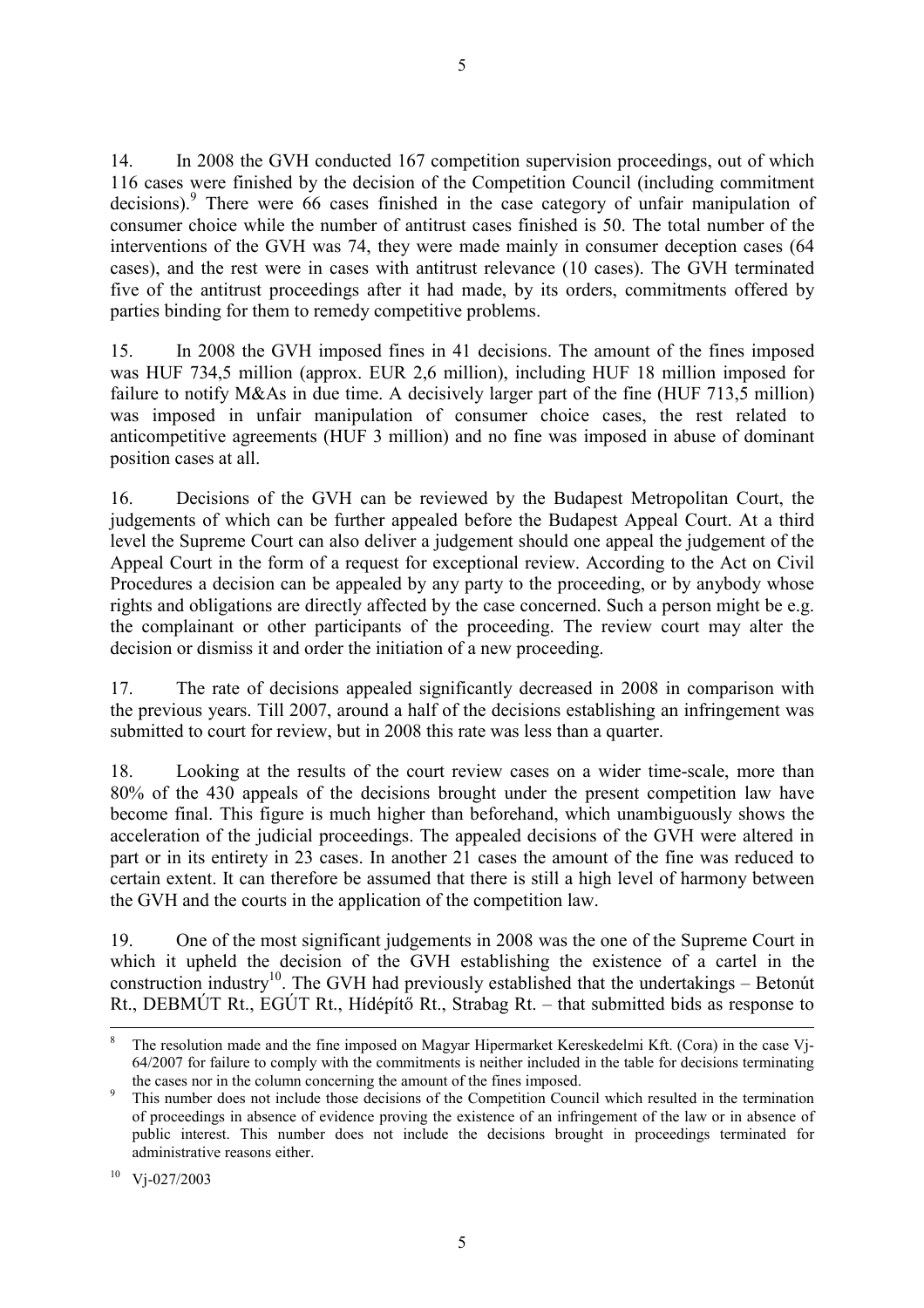14. In 2008 the GVH conducted 167 competition supervision proceedings, out of which 116 cases were finished by the decision of the Competition Council (including commitment decisions).[9] There were 66 cases finished in the case category of unfair manipulation of consumer choice while the number of antitrust cases finished is 50. The total number of the interventions of the GVH was 74, they were made mainly in consumer deception cases (64 cases), and the rest were in cases with antitrust relevance (10 cases). The GVH terminated five of the antitrust proceedings after it had made, by its orders, commitments offered by parties binding for them to remedy competitive problems.

15. In 2008 the GVH imposed fines in 41 decisions. The amount of the fines imposed was HUF 734,5 million (approx. EUR 2,6 million), including HUF 18 million imposed for failure to notify M&As in due time. A decisively larger part of the fine (HUF 713,5 million) was imposed in unfair manipulation of consumer choice cases, the rest related to anticompetitive agreements (HUF 3 million) and no fine was imposed in abuse of dominant position cases at all.

16. Decisions of the GVH can be reviewed by the Budapest Metropolitan Court, the judgements of which can be further appealed before the Budapest Appeal Court. At a third level the Supreme Court can also deliver a judgement should one appeal the judgement of the Appeal Court in the form of a request for exceptional review. According to the Act on Civil Procedures a decision can be appealed by any party to the proceeding, or by anybody whose rights and obligations are directly affected by the case concerned. Such a person might be e.g. the complainant or other participants of the proceeding. The review court may alter the decision or dismiss it and order the initiation of a new proceeding.

17. The rate of decisions appealed significantly decreased in 2008 in comparison with the previous years. Till 2007, around a half of the decisions establishing an infringement was submitted to court for review, but in 2008 this rate was less than a quarter.

18. Looking at the results of the court review cases on a wider time-scale, more than 80% of the 430 appeals of the decisions brought under the present competition law have become final. This figure is much higher than beforehand, which unambiguously shows the acceleration of the judicial proceedings. The appealed decisions of the GVH were altered in part or in its entirety in 23 cases. In another 21 cases the amount of the fine was reduced to certain extent. It can therefore be assumed that there is still a high level of harmony between the GVH and the courts in the application of the competition law.

19. One of the most significant judgements in 2008 was the one of the Supreme Court in which it upheld the decision of the GVH establishing the existence of a cartel in the construction industry[10]. The GVH had previously established that the undertakings – Betonút Rt., DEBMÚT Rt., EGÚT Rt., Hídépítő Rt., Strabag Rt. – that submitted bids as response to

---

[8] The resolution made and the fine imposed on Magyar Hipermarket Kereskedelmi Kft. (Cora) in the case Vj-64/2007 for failure to comply with the commitments is neither included in the table for decisions terminating the cases nor in the column concerning the amount of the fines imposed.

[9] This number does not include those decisions of the Competition Council which resulted in the termination of proceedings in absence of evidence proving the existence of an infringement of the law or in absence of public interest. This number does not include the decisions brought in proceedings terminated for administrative reasons either.

[10] Vj-027/2003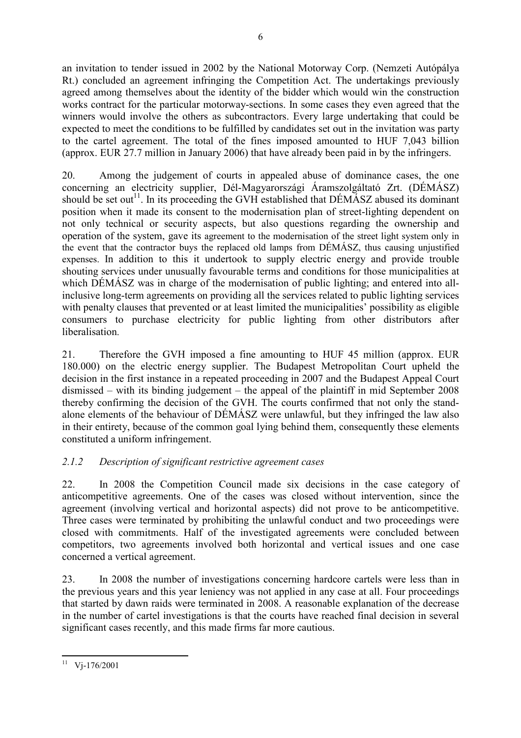an invitation to tender issued in 2002 by the National Motorway Corp. (Nemzeti Autópálya Rt.) concluded an agreement infringing the Competition Act. The undertakings previously agreed among themselves about the identity of the bidder which would win the construction works contract for the particular motorway-sections. In some cases they even agreed that the winners would involve the others as subcontractors. Every large undertaking that could be expected to meet the conditions to be fulfilled by candidates set out in the invitation was party to the cartel agreement. The total of the fines imposed amounted to HUF 7,043 billion (approx. EUR 27.7 million in January 2006) that have already been paid in by the infringers.

20. Among the judgement of courts in appealed abuse of dominance cases, the one concerning an electricity supplier, Dél-Magyarországi Áramszolgáltató Zrt. (DÉMÁSZ) should be set out[11]. In its proceeding the GVH established that DÉMÁSZ abused its dominant position when it made its consent to the modernisation plan of street-lighting dependent on not only technical or security aspects, but also questions regarding the ownership and operation of the system, gave its agreement to the modernisation of the street light system only in the event that the contractor buys the replaced old lamps from DÉMÁSZ, thus causing unjustified expenses. In addition to this it undertook to supply electric energy and provide trouble shouting services under unusually favourable terms and conditions for those municipalities at which DÉMÁSZ was in charge of the modernisation of public lighting; and entered into all-inclusive long-term agreements on providing all the services related to public lighting services with penalty clauses that prevented or at least limited the municipalities' possibility as eligible consumers to purchase electricity for public lighting from other distributors after liberalisation.

21. Therefore the GVH imposed a fine amounting to HUF 45 million (approx. EUR 180.000) on the electric energy supplier. The Budapest Metropolitan Court upheld the decision in the first instance in a repeated proceeding in 2007 and the Budapest Appeal Court dismissed – with its binding judgement – the appeal of the plaintiff in mid September 2008 thereby confirming the decision of the GVH. The courts confirmed that not only the stand-alone elements of the behaviour of DÉMÁSZ were unlawful, but they infringed the law also in their entirety, because of the common goal lying behind them, consequently these elements constituted a uniform infringement.

### *2.1.2 Description of significant restrictive agreement cases*

22. In 2008 the Competition Council made six decisions in the case category of anticompetitive agreements. One of the cases was closed without intervention, since the agreement (involving vertical and horizontal aspects) did not prove to be anticompetitive. Three cases were terminated by prohibiting the unlawful conduct and two proceedings were closed with commitments. Half of the investigated agreements were concluded between competitors, two agreements involved both horizontal and vertical issues and one case concerned a vertical agreement.

23. In 2008 the number of investigations concerning hardcore cartels were less than in the previous years and this year leniency was not applied in any case at all. Four proceedings that started by dawn raids were terminated in 2008. A reasonable explanation of the decrease in the number of cartel investigations is that the courts have reached final decision in several significant cases recently, and this made firms far more cautious.

---

[11] Vj-176/2001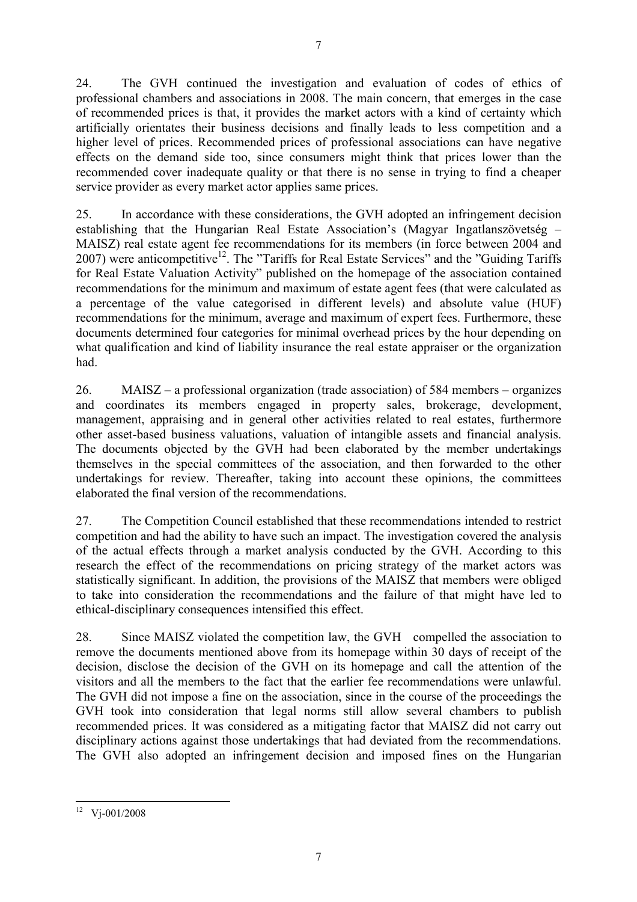24. The GVH continued the investigation and evaluation of codes of ethics of professional chambers and associations in 2008. The main concern, that emerges in the case of recommended prices is that, it provides the market actors with a kind of certainty which artificially orientates their business decisions and finally leads to less competition and a higher level of prices. Recommended prices of professional associations can have negative effects on the demand side too, since consumers might think that prices lower than the recommended cover inadequate quality or that there is no sense in trying to find a cheaper service provider as every market actor applies same prices.

25. In accordance with these considerations, the GVH adopted an infringement decision establishing that the Hungarian Real Estate Association's (Magyar Ingatlanszövetség – MAISZ) real estate agent fee recommendations for its members (in force between 2004 and 2007) were anticompetitive[12]. The "Tariffs for Real Estate Services" and the "Guiding Tariffs for Real Estate Valuation Activity" published on the homepage of the association contained recommendations for the minimum and maximum of estate agent fees (that were calculated as a percentage of the value categorised in different levels) and absolute value (HUF) recommendations for the minimum, average and maximum of expert fees. Furthermore, these documents determined four categories for minimal overhead prices by the hour depending on what qualification and kind of liability insurance the real estate appraiser or the organization had.

26. MAISZ – a professional organization (trade association) of 584 members – organizes and coordinates its members engaged in property sales, brokerage, development, management, appraising and in general other activities related to real estates, furthermore other asset-based business valuations, valuation of intangible assets and financial analysis. The documents objected by the GVH had been elaborated by the member undertakings themselves in the special committees of the association, and then forwarded to the other undertakings for review. Thereafter, taking into account these opinions, the committees elaborated the final version of the recommendations.

27. The Competition Council established that these recommendations intended to restrict competition and had the ability to have such an impact. The investigation covered the analysis of the actual effects through a market analysis conducted by the GVH. According to this research the effect of the recommendations on pricing strategy of the market actors was statistically significant. In addition, the provisions of the MAISZ that members were obliged to take into consideration the recommendations and the failure of that might have led to ethical-disciplinary consequences intensified this effect.

28. Since MAISZ violated the competition law, the GVH compelled the association to remove the documents mentioned above from its homepage within 30 days of receipt of the decision, disclose the decision of the GVH on its homepage and call the attention of the visitors and all the members to the fact that the earlier fee recommendations were unlawful. The GVH did not impose a fine on the association, since in the course of the proceedings the GVH took into consideration that legal norms still allow several chambers to publish recommended prices. It was considered as a mitigating factor that MAISZ did not carry out disciplinary actions against those undertakings that had deviated from the recommendations. The GVH also adopted an infringement decision and imposed fines on the Hungarian

---

[12] Vj-001/2008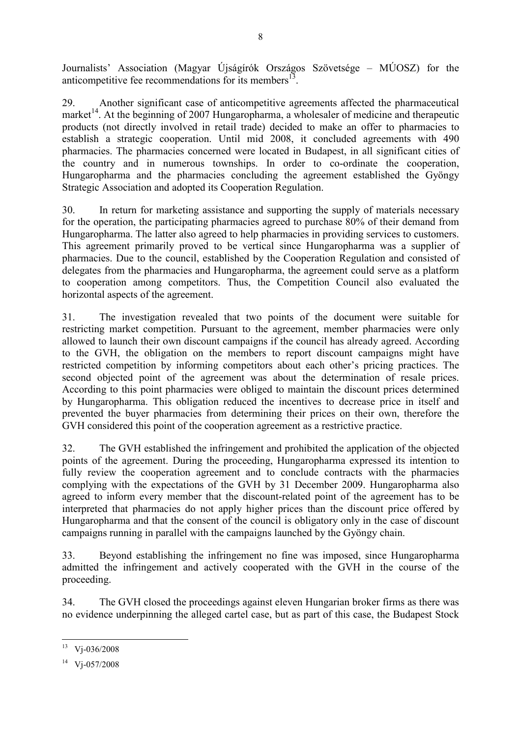Journalists' Association (Magyar Újságírók Országos Szövetsége – MÚOSZ) for the anticompetitive fee recommendations for its members[13].

29. Another significant case of anticompetitive agreements affected the pharmaceutical market[14]. At the beginning of 2007 Hungaropharma, a wholesaler of medicine and therapeutic products (not directly involved in retail trade) decided to make an offer to pharmacies to establish a strategic cooperation. Until mid 2008, it concluded agreements with 490 pharmacies. The pharmacies concerned were located in Budapest, in all significant cities of the country and in numerous townships. In order to co-ordinate the cooperation, Hungaropharma and the pharmacies concluding the agreement established the Gyöngy Strategic Association and adopted its Cooperation Regulation.

30. In return for marketing assistance and supporting the supply of materials necessary for the operation, the participating pharmacies agreed to purchase 80% of their demand from Hungaropharma. The latter also agreed to help pharmacies in providing services to customers. This agreement primarily proved to be vertical since Hungaropharma was a supplier of pharmacies. Due to the council, established by the Cooperation Regulation and consisted of delegates from the pharmacies and Hungaropharma, the agreement could serve as a platform to cooperation among competitors. Thus, the Competition Council also evaluated the horizontal aspects of the agreement.

31. The investigation revealed that two points of the document were suitable for restricting market competition. Pursuant to the agreement, member pharmacies were only allowed to launch their own discount campaigns if the council has already agreed. According to the GVH, the obligation on the members to report discount campaigns might have restricted competition by informing competitors about each other's pricing practices. The second objected point of the agreement was about the determination of resale prices. According to this point pharmacies were obliged to maintain the discount prices determined by Hungaropharma. This obligation reduced the incentives to decrease price in itself and prevented the buyer pharmacies from determining their prices on their own, therefore the GVH considered this point of the cooperation agreement as a restrictive practice.

32. The GVH established the infringement and prohibited the application of the objected points of the agreement. During the proceeding, Hungaropharma expressed its intention to fully review the cooperation agreement and to conclude contracts with the pharmacies complying with the expectations of the GVH by 31 December 2009. Hungaropharma also agreed to inform every member that the discount-related point of the agreement has to be interpreted that pharmacies do not apply higher prices than the discount price offered by Hungaropharma and that the consent of the council is obligatory only in the case of discount campaigns running in parallel with the campaigns launched by the Gyöngy chain.

33. Beyond establishing the infringement no fine was imposed, since Hungaropharma admitted the infringement and actively cooperated with the GVH in the course of the proceeding.

34. The GVH closed the proceedings against eleven Hungarian broker firms as there was no evidence underpinning the alleged cartel case, but as part of this case, the Budapest Stock

---

[13] Vj-036/2008

[14] Vj-057/2008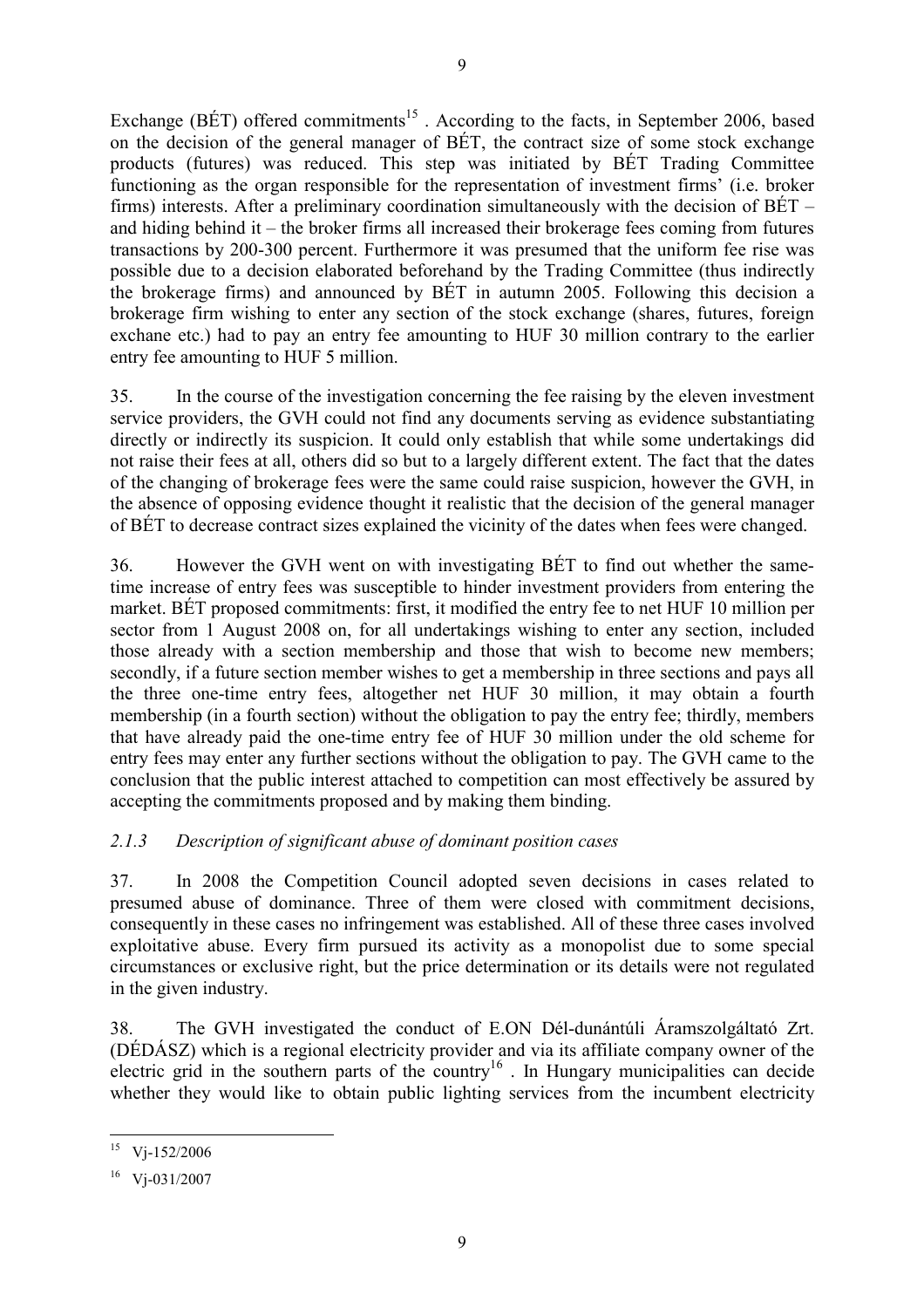Exchange (BÉT) offered commitments[15] . According to the facts, in September 2006, based on the decision of the general manager of BÉT, the contract size of some stock exchange products (futures) was reduced. This step was initiated by BÉT Trading Committee functioning as the organ responsible for the representation of investment firms' (i.e. broker firms) interests. After a preliminary coordination simultaneously with the decision of BÉT – and hiding behind it – the broker firms all increased their brokerage fees coming from futures transactions by 200-300 percent. Furthermore it was presumed that the uniform fee rise was possible due to a decision elaborated beforehand by the Trading Committee (thus indirectly the brokerage firms) and announced by BÉT in autumn 2005. Following this decision a brokerage firm wishing to enter any section of the stock exchange (shares, futures, foreign exchane etc.) had to pay an entry fee amounting to HUF 30 million contrary to the earlier entry fee amounting to HUF 5 million.

35. In the course of the investigation concerning the fee raising by the eleven investment service providers, the GVH could not find any documents serving as evidence substantiating directly or indirectly its suspicion. It could only establish that while some undertakings did not raise their fees at all, others did so but to a largely different extent. The fact that the dates of the changing of brokerage fees were the same could raise suspicion, however the GVH, in the absence of opposing evidence thought it realistic that the decision of the general manager of BÉT to decrease contract sizes explained the vicinity of the dates when fees were changed.

36. However the GVH went on with investigating BÉT to find out whether the same-time increase of entry fees was susceptible to hinder investment providers from entering the market. BÉT proposed commitments: first, it modified the entry fee to net HUF 10 million per sector from 1 August 2008 on, for all undertakings wishing to enter any section, included those already with a section membership and those that wish to become new members; secondly, if a future section member wishes to get a membership in three sections and pays all the three one-time entry fees, altogether net HUF 30 million, it may obtain a fourth membership (in a fourth section) without the obligation to pay the entry fee; thirdly, members that have already paid the one-time entry fee of HUF 30 million under the old scheme for entry fees may enter any further sections without the obligation to pay. The GVH came to the conclusion that the public interest attached to competition can most effectively be assured by accepting the commitments proposed and by making them binding.

### *2.1.3 Description of significant abuse of dominant position cases*

37. In 2008 the Competition Council adopted seven decisions in cases related to presumed abuse of dominance. Three of them were closed with commitment decisions, consequently in these cases no infringement was established. All of these three cases involved exploitative abuse. Every firm pursued its activity as a monopolist due to some special circumstances or exclusive right, but the price determination or its details were not regulated in the given industry.

38. The GVH investigated the conduct of E.ON Dél-dunántúli Áramszolgáltató Zrt. (DÉDÁSZ) which is a regional electricity provider and via its affiliate company owner of the electric grid in the southern parts of the country[16] . In Hungary municipalities can decide whether they would like to obtain public lighting services from the incumbent electricity

---

[15] Vj-152/2006

[16] Vj-031/2007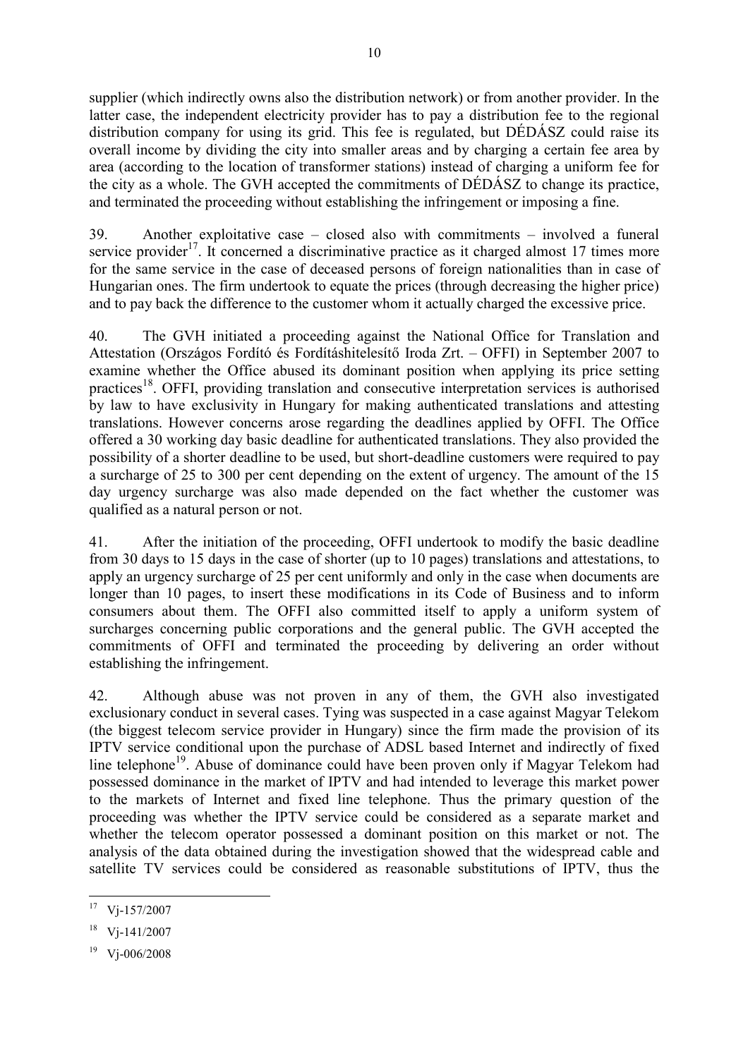supplier (which indirectly owns also the distribution network) or from another provider. In the latter case, the independent electricity provider has to pay a distribution fee to the regional distribution company for using its grid. This fee is regulated, but DÉDÁSZ could raise its overall income by dividing the city into smaller areas and by charging a certain fee area by area (according to the location of transformer stations) instead of charging a uniform fee for the city as a whole. The GVH accepted the commitments of DÉDÁSZ to change its practice, and terminated the proceeding without establishing the infringement or imposing a fine.

39. Another exploitative case – closed also with commitments – involved a funeral service provider[17]. It concerned a discriminative practice as it charged almost 17 times more for the same service in the case of deceased persons of foreign nationalities than in case of Hungarian ones. The firm undertook to equate the prices (through decreasing the higher price) and to pay back the difference to the customer whom it actually charged the excessive price.

40. The GVH initiated a proceeding against the National Office for Translation and Attestation (Országos Fordító és Fordításhitelesítő Iroda Zrt. – OFFI) in September 2007 to examine whether the Office abused its dominant position when applying its price setting practices[18]. OFFI, providing translation and consecutive interpretation services is authorised by law to have exclusivity in Hungary for making authenticated translations and attesting translations. However concerns arose regarding the deadlines applied by OFFI. The Office offered a 30 working day basic deadline for authenticated translations. They also provided the possibility of a shorter deadline to be used, but short-deadline customers were required to pay a surcharge of 25 to 300 per cent depending on the extent of urgency. The amount of the 15 day urgency surcharge was also made depended on the fact whether the customer was qualified as a natural person or not.

41. After the initiation of the proceeding, OFFI undertook to modify the basic deadline from 30 days to 15 days in the case of shorter (up to 10 pages) translations and attestations, to apply an urgency surcharge of 25 per cent uniformly and only in the case when documents are longer than 10 pages, to insert these modifications in its Code of Business and to inform consumers about them. The OFFI also committed itself to apply a uniform system of surcharges concerning public corporations and the general public. The GVH accepted the commitments of OFFI and terminated the proceeding by delivering an order without establishing the infringement.

42. Although abuse was not proven in any of them, the GVH also investigated exclusionary conduct in several cases. Tying was suspected in a case against Magyar Telekom (the biggest telecom service provider in Hungary) since the firm made the provision of its IPTV service conditional upon the purchase of ADSL based Internet and indirectly of fixed line telephone[19]. Abuse of dominance could have been proven only if Magyar Telekom had possessed dominance in the market of IPTV and had intended to leverage this market power to the markets of Internet and fixed line telephone. Thus the primary question of the proceeding was whether the IPTV service could be considered as a separate market and whether the telecom operator possessed a dominant position on this market or not. The analysis of the data obtained during the investigation showed that the widespread cable and satellite TV services could be considered as reasonable substitutions of IPTV, thus the

[17] Vj-157/2007

[18] Vj-141/2007

[19] Vj-006/2008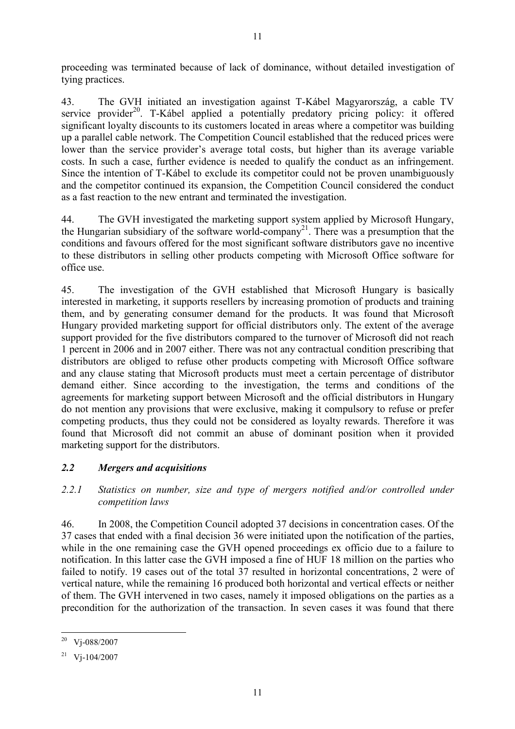proceeding was terminated because of lack of dominance, without detailed investigation of tying practices.

43. The GVH initiated an investigation against T-Kábel Magyarország, a cable TV service provider[20]. T-Kábel applied a potentially predatory pricing policy: it offered significant loyalty discounts to its customers located in areas where a competitor was building up a parallel cable network. The Competition Council established that the reduced prices were lower than the service provider's average total costs, but higher than its average variable costs. In such a case, further evidence is needed to qualify the conduct as an infringement. Since the intention of T-Kábel to exclude its competitor could not be proven unambiguously and the competitor continued its expansion, the Competition Council considered the conduct as a fast reaction to the new entrant and terminated the investigation.

44. The GVH investigated the marketing support system applied by Microsoft Hungary, the Hungarian subsidiary of the software world-company[21]. There was a presumption that the conditions and favours offered for the most significant software distributors gave no incentive to these distributors in selling other products competing with Microsoft Office software for office use.

45. The investigation of the GVH established that Microsoft Hungary is basically interested in marketing, it supports resellers by increasing promotion of products and training them, and by generating consumer demand for the products. It was found that Microsoft Hungary provided marketing support for official distributors only. The extent of the average support provided for the five distributors compared to the turnover of Microsoft did not reach 1 percent in 2006 and in 2007 either. There was not any contractual condition prescribing that distributors are obliged to refuse other products competing with Microsoft Office software and any clause stating that Microsoft products must meet a certain percentage of distributor demand either. Since according to the investigation, the terms and conditions of the agreements for marketing support between Microsoft and the official distributors in Hungary do not mention any provisions that were exclusive, making it compulsory to refuse or prefer competing products, thus they could not be considered as loyalty rewards. Therefore it was found that Microsoft did not commit an abuse of dominant position when it provided marketing support for the distributors.

## *2.2 Mergers and acquisitions*

### *2.2.1 Statistics on number, size and type of mergers notified and/or controlled under competition laws*

46. In 2008, the Competition Council adopted 37 decisions in concentration cases. Of the 37 cases that ended with a final decision 36 were initiated upon the notification of the parties, while in the one remaining case the GVH opened proceedings ex officio due to a failure to notification. In this latter case the GVH imposed a fine of HUF 18 million on the parties who failed to notify. 19 cases out of the total 37 resulted in horizontal concentrations, 2 were of vertical nature, while the remaining 16 produced both horizontal and vertical effects or neither of them. The GVH intervened in two cases, namely it imposed obligations on the parties as a precondition for the authorization of the transaction. In seven cases it was found that there

---

[20] Vj-088/2007

[21] Vj-104/2007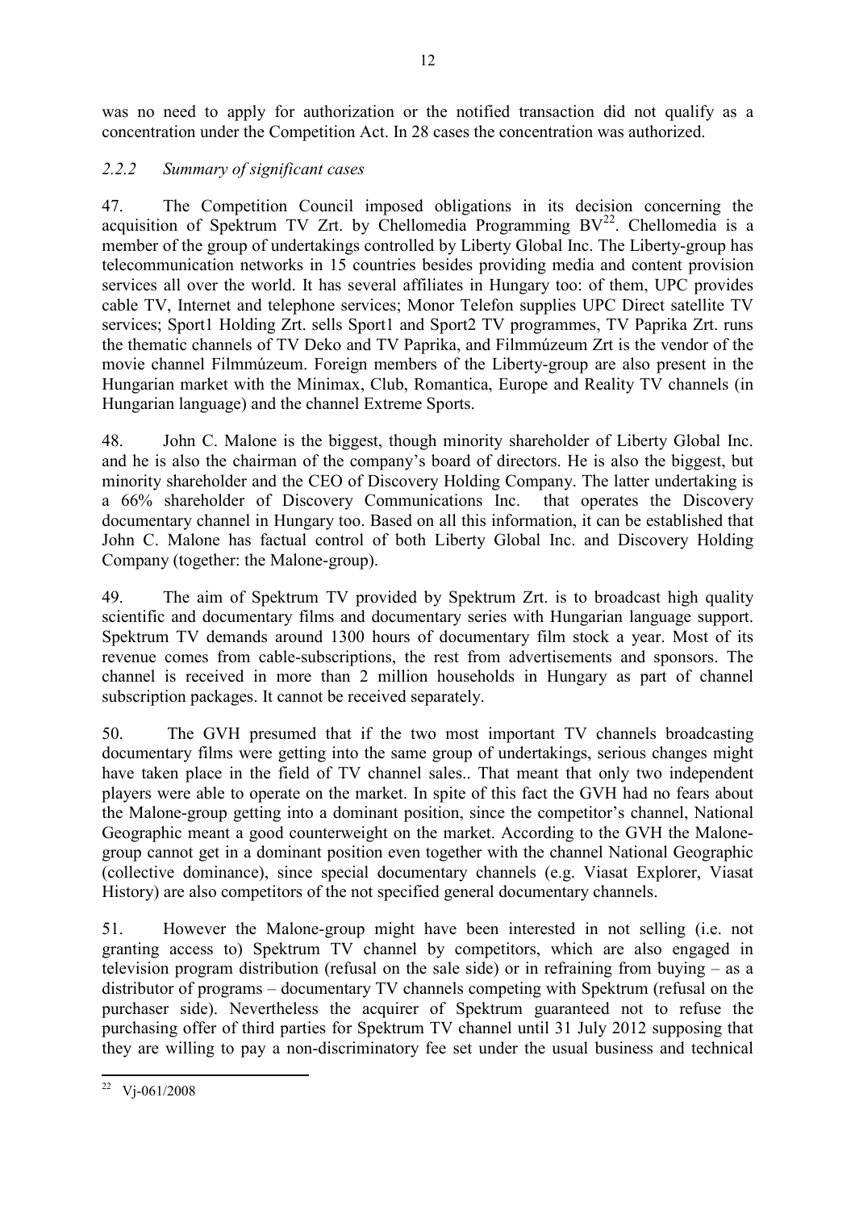was no need to apply for authorization or the notified transaction did not qualify as a concentration under the Competition Act. In 28 cases the concentration was authorized.

### *2.2.2 Summary of significant cases*

47. The Competition Council imposed obligations in its decision concerning the acquisition of Spektrum TV Zrt. by Chellomedia Programming BV[22]. Chellomedia is a member of the group of undertakings controlled by Liberty Global Inc. The Liberty-group has telecommunication networks in 15 countries besides providing media and content provision services all over the world. It has several affiliates in Hungary too: of them, UPC provides cable TV, Internet and telephone services; Monor Telefon supplies UPC Direct satellite TV services; Sport1 Holding Zrt. sells Sport1 and Sport2 TV programmes, TV Paprika Zrt. runs the thematic channels of TV Deko and TV Paprika, and Filmmúzeum Zrt is the vendor of the movie channel Filmmúzeum. Foreign members of the Liberty-group are also present in the Hungarian market with the Minimax, Club, Romantica, Europe and Reality TV channels (in Hungarian language) and the channel Extreme Sports.

48. John C. Malone is the biggest, though minority shareholder of Liberty Global Inc. and he is also the chairman of the company's board of directors. He is also the biggest, but minority shareholder and the CEO of Discovery Holding Company. The latter undertaking is a 66% shareholder of Discovery Communications Inc. that operates the Discovery documentary channel in Hungary too. Based on all this information, it can be established that John C. Malone has factual control of both Liberty Global Inc. and Discovery Holding Company (together: the Malone-group).

49. The aim of Spektrum TV provided by Spektrum Zrt. is to broadcast high quality scientific and documentary films and documentary series with Hungarian language support. Spektrum TV demands around 1300 hours of documentary film stock a year. Most of its revenue comes from cable-subscriptions, the rest from advertisements and sponsors. The channel is received in more than 2 million households in Hungary as part of channel subscription packages. It cannot be received separately.

50. The GVH presumed that if the two most important TV channels broadcasting documentary films were getting into the same group of undertakings, serious changes might have taken place in the field of TV channel sales.. That meant that only two independent players were able to operate on the market. In spite of this fact the GVH had no fears about the Malone-group getting into a dominant position, since the competitor's channel, National Geographic meant a good counterweight on the market. According to the GVH the Malone-group cannot get in a dominant position even together with the channel National Geographic (collective dominance), since special documentary channels (e.g. Viasat Explorer, Viasat History) are also competitors of the not specified general documentary channels.

51. However the Malone-group might have been interested in not selling (i.e. not granting access to) Spektrum TV channel by competitors, which are also engaged in television program distribution (refusal on the sale side) or in refraining from buying – as a distributor of programs – documentary TV channels competing with Spektrum (refusal on the purchaser side). Nevertheless the acquirer of Spektrum guaranteed not to refuse the purchasing offer of third parties for Spektrum TV channel until 31 July 2012 supposing that they are willing to pay a non-discriminatory fee set under the usual business and technical

[22] Vj-061/2008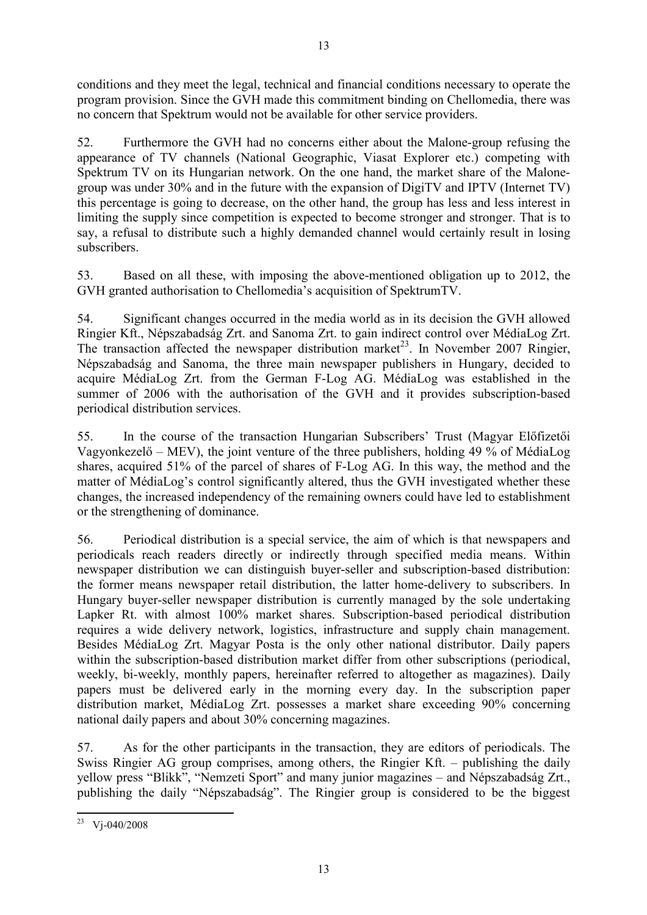conditions and they meet the legal, technical and financial conditions necessary to operate the program provision. Since the GVH made this commitment binding on Chellomedia, there was no concern that Spektrum would not be available for other service providers.

52. Furthermore the GVH had no concerns either about the Malone-group refusing the appearance of TV channels (National Geographic, Viasat Explorer etc.) competing with Spektrum TV on its Hungarian network. On the one hand, the market share of the Malone-group was under 30% and in the future with the expansion of DigiTV and IPTV (Internet TV) this percentage is going to decrease, on the other hand, the group has less and less interest in limiting the supply since competition is expected to become stronger and stronger. That is to say, a refusal to distribute such a highly demanded channel would certainly result in losing subscribers.

53. Based on all these, with imposing the above-mentioned obligation up to 2012, the GVH granted authorisation to Chellomedia's acquisition of SpektrumTV.

54. Significant changes occurred in the media world as in its decision the GVH allowed Ringier Kft., Népszabadság Zrt. and Sanoma Zrt. to gain indirect control over MédiaLog Zrt. The transaction affected the newspaper distribution market[23]. In November 2007 Ringier, Népszabadság and Sanoma, the three main newspaper publishers in Hungary, decided to acquire MédiaLog Zrt. from the German F-Log AG. MédiaLog was established in the summer of 2006 with the authorisation of the GVH and it provides subscription-based periodical distribution services.

55. In the course of the transaction Hungarian Subscribers' Trust (Magyar Előfizetői Vagyonkezelő – MEV), the joint venture of the three publishers, holding 49 % of MédiaLog shares, acquired 51% of the parcel of shares of F-Log AG. In this way, the method and the matter of MédiaLog's control significantly altered, thus the GVH investigated whether these changes, the increased independency of the remaining owners could have led to establishment or the strengthening of dominance.

56. Periodical distribution is a special service, the aim of which is that newspapers and periodicals reach readers directly or indirectly through specified media means. Within newspaper distribution we can distinguish buyer-seller and subscription-based distribution: the former means newspaper retail distribution, the latter home-delivery to subscribers. In Hungary buyer-seller newspaper distribution is currently managed by the sole undertaking Lapker Rt. with almost 100% market shares. Subscription-based periodical distribution requires a wide delivery network, logistics, infrastructure and supply chain management. Besides MédiaLog Zrt. Magyar Posta is the only other national distributor. Daily papers within the subscription-based distribution market differ from other subscriptions (periodical, weekly, bi-weekly, monthly papers, hereinafter referred to altogether as magazines). Daily papers must be delivered early in the morning every day. In the subscription paper distribution market, MédiaLog Zrt. possesses a market share exceeding 90% concerning national daily papers and about 30% concerning magazines.

57. As for the other participants in the transaction, they are editors of periodicals. The Swiss Ringier AG group comprises, among others, the Ringier Kft. – publishing the daily yellow press "Blikk", "Nemzeti Sport" and many junior magazines – and Népszabadság Zrt., publishing the daily "Népszabadság". The Ringier group is considered to be the biggest

[23] Vj-040/2008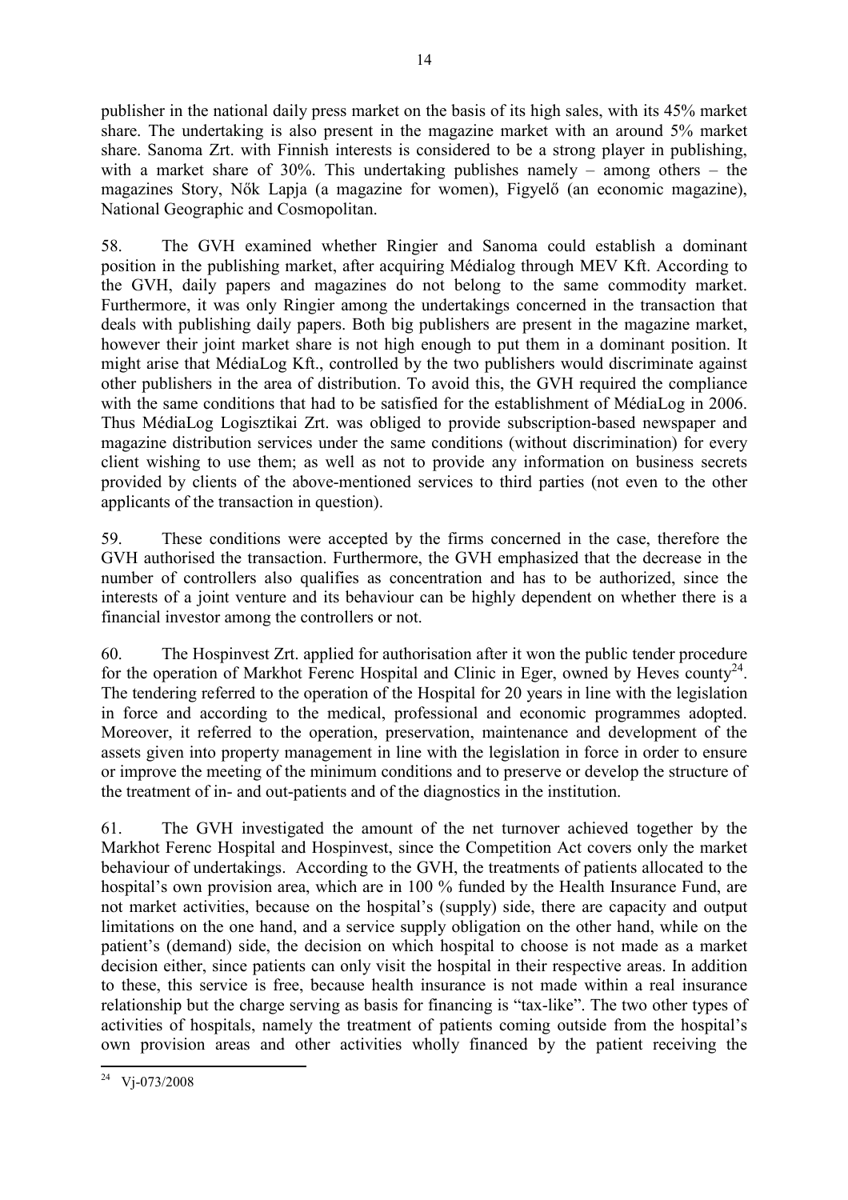publisher in the national daily press market on the basis of its high sales, with its 45% market share. The undertaking is also present in the magazine market with an around 5% market share. Sanoma Zrt. with Finnish interests is considered to be a strong player in publishing, with a market share of 30%. This undertaking publishes namely – among others – the magazines Story, Nők Lapja (a magazine for women), Figyelő (an economic magazine), National Geographic and Cosmopolitan.

58. The GVH examined whether Ringier and Sanoma could establish a dominant position in the publishing market, after acquiring Médialog through MEV Kft. According to the GVH, daily papers and magazines do not belong to the same commodity market. Furthermore, it was only Ringier among the undertakings concerned in the transaction that deals with publishing daily papers. Both big publishers are present in the magazine market, however their joint market share is not high enough to put them in a dominant position. It might arise that MédiaLog Kft., controlled by the two publishers would discriminate against other publishers in the area of distribution. To avoid this, the GVH required the compliance with the same conditions that had to be satisfied for the establishment of MédiaLog in 2006. Thus MédiaLog Logisztikai Zrt. was obliged to provide subscription-based newspaper and magazine distribution services under the same conditions (without discrimination) for every client wishing to use them; as well as not to provide any information on business secrets provided by clients of the above-mentioned services to third parties (not even to the other applicants of the transaction in question).

59. These conditions were accepted by the firms concerned in the case, therefore the GVH authorised the transaction. Furthermore, the GVH emphasized that the decrease in the number of controllers also qualifies as concentration and has to be authorized, since the interests of a joint venture and its behaviour can be highly dependent on whether there is a financial investor among the controllers or not.

60. The Hospinvest Zrt. applied for authorisation after it won the public tender procedure for the operation of Markhot Ferenc Hospital and Clinic in Eger, owned by Heves county[24]. The tendering referred to the operation of the Hospital for 20 years in line with the legislation in force and according to the medical, professional and economic programmes adopted. Moreover, it referred to the operation, preservation, maintenance and development of the assets given into property management in line with the legislation in force in order to ensure or improve the meeting of the minimum conditions and to preserve or develop the structure of the treatment of in- and out-patients and of the diagnostics in the institution.

61. The GVH investigated the amount of the net turnover achieved together by the Markhot Ferenc Hospital and Hospinvest, since the Competition Act covers only the market behaviour of undertakings. According to the GVH, the treatments of patients allocated to the hospital's own provision area, which are in 100 % funded by the Health Insurance Fund, are not market activities, because on the hospital's (supply) side, there are capacity and output limitations on the one hand, and a service supply obligation on the other hand, while on the patient's (demand) side, the decision on which hospital to choose is not made as a market decision either, since patients can only visit the hospital in their respective areas. In addition to these, this service is free, because health insurance is not made within a real insurance relationship but the charge serving as basis for financing is "tax-like". The two other types of activities of hospitals, namely the treatment of patients coming outside from the hospital's own provision areas and other activities wholly financed by the patient receiving the

[24] Vj-073/2008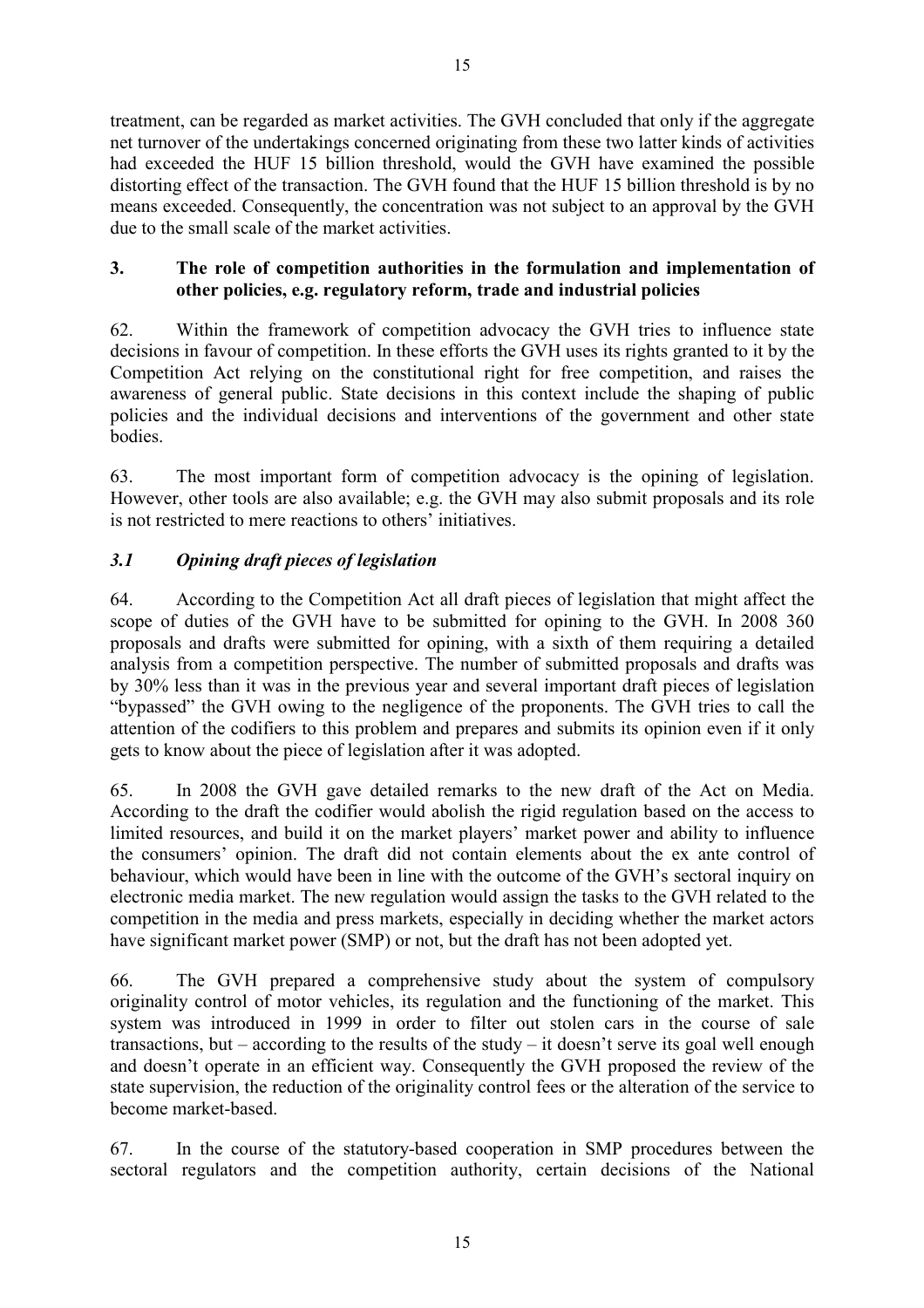treatment, can be regarded as market activities. The GVH concluded that only if the aggregate net turnover of the undertakings concerned originating from these two latter kinds of activities had exceeded the HUF 15 billion threshold, would the GVH have examined the possible distorting effect of the transaction. The GVH found that the HUF 15 billion threshold is by no means exceeded. Consequently, the concentration was not subject to an approval by the GVH due to the small scale of the market activities.

## 3. The role of competition authorities in the formulation and implementation of other policies, e.g. regulatory reform, trade and industrial policies

62. Within the framework of competition advocacy the GVH tries to influence state decisions in favour of competition. In these efforts the GVH uses its rights granted to it by the Competition Act relying on the constitutional right for free competition, and raises the awareness of general public. State decisions in this context include the shaping of public policies and the individual decisions and interventions of the government and other state bodies.

63. The most important form of competition advocacy is the opining of legislation. However, other tools are also available; e.g. the GVH may also submit proposals and its role is not restricted to mere reactions to others' initiatives.

### *3.1 Opining draft pieces of legislation*

64. According to the Competition Act all draft pieces of legislation that might affect the scope of duties of the GVH have to be submitted for opining to the GVH. In 2008 360 proposals and drafts were submitted for opining, with a sixth of them requiring a detailed analysis from a competition perspective. The number of submitted proposals and drafts was by 30% less than it was in the previous year and several important draft pieces of legislation "bypassed" the GVH owing to the negligence of the proponents. The GVH tries to call the attention of the codifiers to this problem and prepares and submits its opinion even if it only gets to know about the piece of legislation after it was adopted.

65. In 2008 the GVH gave detailed remarks to the new draft of the Act on Media. According to the draft the codifier would abolish the rigid regulation based on the access to limited resources, and build it on the market players' market power and ability to influence the consumers' opinion. The draft did not contain elements about the ex ante control of behaviour, which would have been in line with the outcome of the GVH's sectoral inquiry on electronic media market. The new regulation would assign the tasks to the GVH related to the competition in the media and press markets, especially in deciding whether the market actors have significant market power (SMP) or not, but the draft has not been adopted yet.

66. The GVH prepared a comprehensive study about the system of compulsory originality control of motor vehicles, its regulation and the functioning of the market. This system was introduced in 1999 in order to filter out stolen cars in the course of sale transactions, but – according to the results of the study – it doesn't serve its goal well enough and doesn't operate in an efficient way. Consequently the GVH proposed the review of the state supervision, the reduction of the originality control fees or the alteration of the service to become market-based.

67. In the course of the statutory-based cooperation in SMP procedures between the sectoral regulators and the competition authority, certain decisions of the National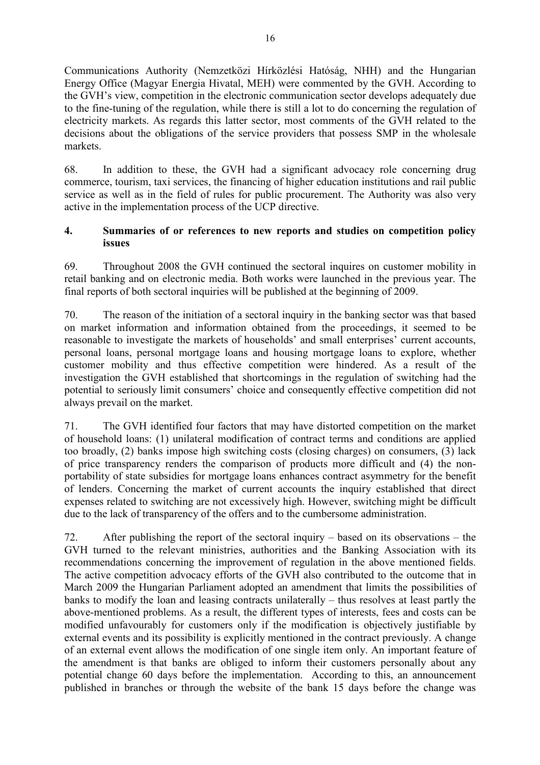Communications Authority (Nemzetközi Hírközlési Hatóság, NHH) and the Hungarian Energy Office (Magyar Energia Hivatal, MEH) were commented by the GVH. According to the GVH's view, competition in the electronic communication sector develops adequately due to the fine-tuning of the regulation, while there is still a lot to do concerning the regulation of electricity markets. As regards this latter sector, most comments of the GVH related to the decisions about the obligations of the service providers that possess SMP in the wholesale markets.

68. In addition to these, the GVH had a significant advocacy role concerning drug commerce, tourism, taxi services, the financing of higher education institutions and rail public service as well as in the field of rules for public procurement. The Authority was also very active in the implementation process of the UCP directive.

## 4. Summaries of or references to new reports and studies on competition policy issues

69. Throughout 2008 the GVH continued the sectoral inquires on customer mobility in retail banking and on electronic media. Both works were launched in the previous year. The final reports of both sectoral inquiries will be published at the beginning of 2009.

70. The reason of the initiation of a sectoral inquiry in the banking sector was that based on market information and information obtained from the proceedings, it seemed to be reasonable to investigate the markets of households' and small enterprises' current accounts, personal loans, personal mortgage loans and housing mortgage loans to explore, whether customer mobility and thus effective competition were hindered. As a result of the investigation the GVH established that shortcomings in the regulation of switching had the potential to seriously limit consumers' choice and consequently effective competition did not always prevail on the market.

71. The GVH identified four factors that may have distorted competition on the market of household loans: (1) unilateral modification of contract terms and conditions are applied too broadly, (2) banks impose high switching costs (closing charges) on consumers, (3) lack of price transparency renders the comparison of products more difficult and (4) the non-portability of state subsidies for mortgage loans enhances contract asymmetry for the benefit of lenders. Concerning the market of current accounts the inquiry established that direct expenses related to switching are not excessively high. However, switching might be difficult due to the lack of transparency of the offers and to the cumbersome administration.

72. After publishing the report of the sectoral inquiry – based on its observations – the GVH turned to the relevant ministries, authorities and the Banking Association with its recommendations concerning the improvement of regulation in the above mentioned fields. The active competition advocacy efforts of the GVH also contributed to the outcome that in March 2009 the Hungarian Parliament adopted an amendment that limits the possibilities of banks to modify the loan and leasing contracts unilaterally – thus resolves at least partly the above-mentioned problems. As a result, the different types of interests, fees and costs can be modified unfavourably for customers only if the modification is objectively justifiable by external events and its possibility is explicitly mentioned in the contract previously. A change of an external event allows the modification of one single item only. An important feature of the amendment is that banks are obliged to inform their customers personally about any potential change 60 days before the implementation. According to this, an announcement published in branches or through the website of the bank 15 days before the change was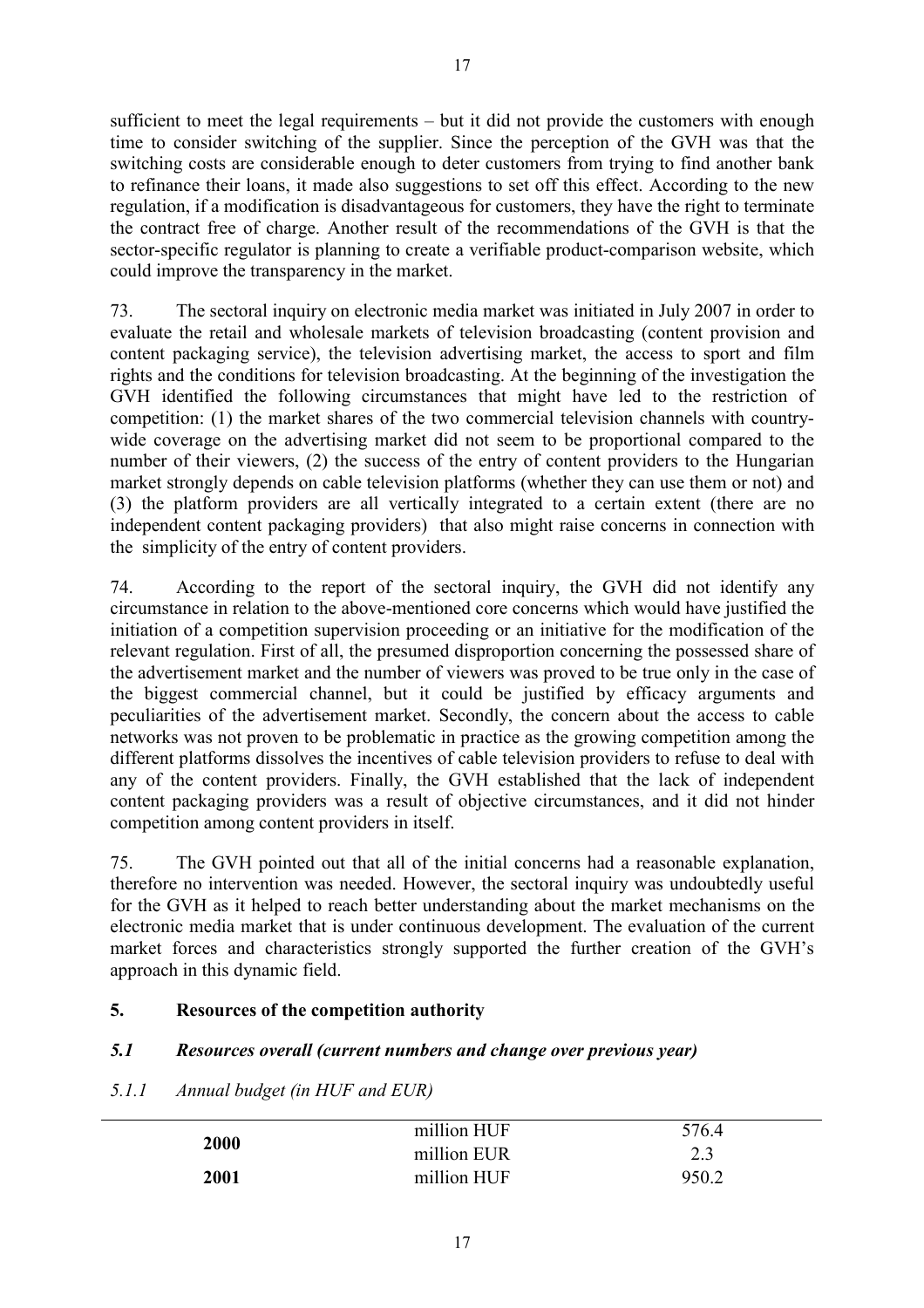sufficient to meet the legal requirements – but it did not provide the customers with enough time to consider switching of the supplier. Since the perception of the GVH was that the switching costs are considerable enough to deter customers from trying to find another bank to refinance their loans, it made also suggestions to set off this effect. According to the new regulation, if a modification is disadvantageous for customers, they have the right to terminate the contract free of charge. Another result of the recommendations of the GVH is that the sector-specific regulator is planning to create a verifiable product-comparison website, which could improve the transparency in the market.

73. The sectoral inquiry on electronic media market was initiated in July 2007 in order to evaluate the retail and wholesale markets of television broadcasting (content provision and content packaging service), the television advertising market, the access to sport and film rights and the conditions for television broadcasting. At the beginning of the investigation the GVH identified the following circumstances that might have led to the restriction of competition: (1) the market shares of the two commercial television channels with country-wide coverage on the advertising market did not seem to be proportional compared to the number of their viewers, (2) the success of the entry of content providers to the Hungarian market strongly depends on cable television platforms (whether they can use them or not) and (3) the platform providers are all vertically integrated to a certain extent (there are no independent content packaging providers) that also might raise concerns in connection with the simplicity of the entry of content providers.

74. According to the report of the sectoral inquiry, the GVH did not identify any circumstance in relation to the above-mentioned core concerns which would have justified the initiation of a competition supervision proceeding or an initiative for the modification of the relevant regulation. First of all, the presumed disproportion concerning the possessed share of the advertisement market and the number of viewers was proved to be true only in the case of the biggest commercial channel, but it could be justified by efficacy arguments and peculiarities of the advertisement market. Secondly, the concern about the access to cable networks was not proven to be problematic in practice as the growing competition among the different platforms dissolves the incentives of cable television providers to refuse to deal with any of the content providers. Finally, the GVH established that the lack of independent content packaging providers was a result of objective circumstances, and it did not hinder competition among content providers in itself.

75. The GVH pointed out that all of the initial concerns had a reasonable explanation, therefore no intervention was needed. However, the sectoral inquiry was undoubtedly useful for the GVH as it helped to reach better understanding about the market mechanisms on the electronic media market that is under continuous development. The evaluation of the current market forces and characteristics strongly supported the further creation of the GVH's approach in this dynamic field.

## 5. Resources of the competition authority

### *5.1 Resources overall (current numbers and change over previous year)*

#### *5.1.1 Annual budget (in HUF and EUR)*

| | | |
|---|---|---|
| **2000** | million HUF | 576.4 |
| | million EUR | 2.3 |
| **2001** | million HUF | 950.2 |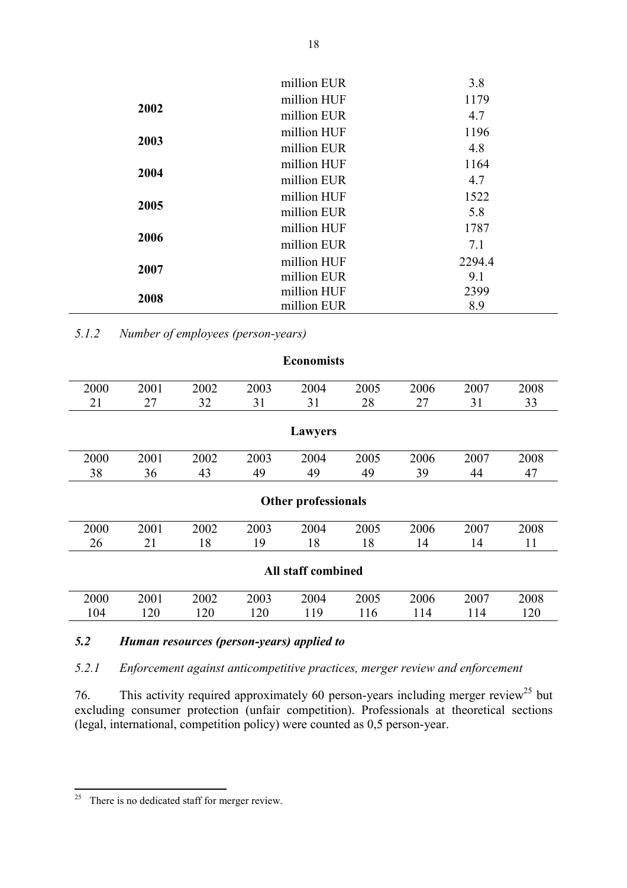| | | |
|---|---|---|
| | million EUR | 3.8 |
| 2002 | million HUF | 1179 |
| | million EUR | 4.7 |
| 2003 | million HUF | 1196 |
| | million EUR | 4.8 |
| 2004 | million HUF | 1164 |
| | million EUR | 4.7 |
| 2005 | million HUF | 1522 |
| | million EUR | 5.8 |
| 2006 | million HUF | 1787 |
| | million EUR | 7.1 |
| 2007 | million HUF | 2294.4 |
| | million EUR | 9.1 |
| 2008 | million HUF | 2399 |
| | million EUR | 8.9 |

*5.1.2 Number of employees (person-years)*

**Economists**

| 2000 | 2001 | 2002 | 2003 | 2004 | 2005 | 2006 | 2007 | 2008 |
|---|---|---|---|---|---|---|---|---|
| 21 | 27 | 32 | 31 | 31 | 28 | 27 | 31 | 33 |

**Lawyers**

| 2000 | 2001 | 2002 | 2003 | 2004 | 2005 | 2006 | 2007 | 2008 |
|---|---|---|---|---|---|---|---|---|
| 38 | 36 | 43 | 49 | 49 | 49 | 39 | 44 | 47 |

**Other professionals**

| 2000 | 2001 | 2002 | 2003 | 2004 | 2005 | 2006 | 2007 | 2008 |
|---|---|---|---|---|---|---|---|---|
| 26 | 21 | 18 | 19 | 18 | 18 | 14 | 14 | 11 |

**All staff combined**

| 2000 | 2001 | 2002 | 2003 | 2004 | 2005 | 2006 | 2007 | 2008 |
|---|---|---|---|---|---|---|---|---|
| 104 | 120 | 120 | 120 | 119 | 116 | 114 | 114 | 120 |

### *5.2 Human resources (person-years) applied to*

*5.2.1 Enforcement against anticompetitive practices, merger review and enforcement*

76. This activity required approximately 60 person-years including merger review[25] but excluding consumer protection (unfair competition). Professionals at theoretical sections (legal, international, competition policy) were counted as 0,5 person-year.

[25] There is no dedicated staff for merger review.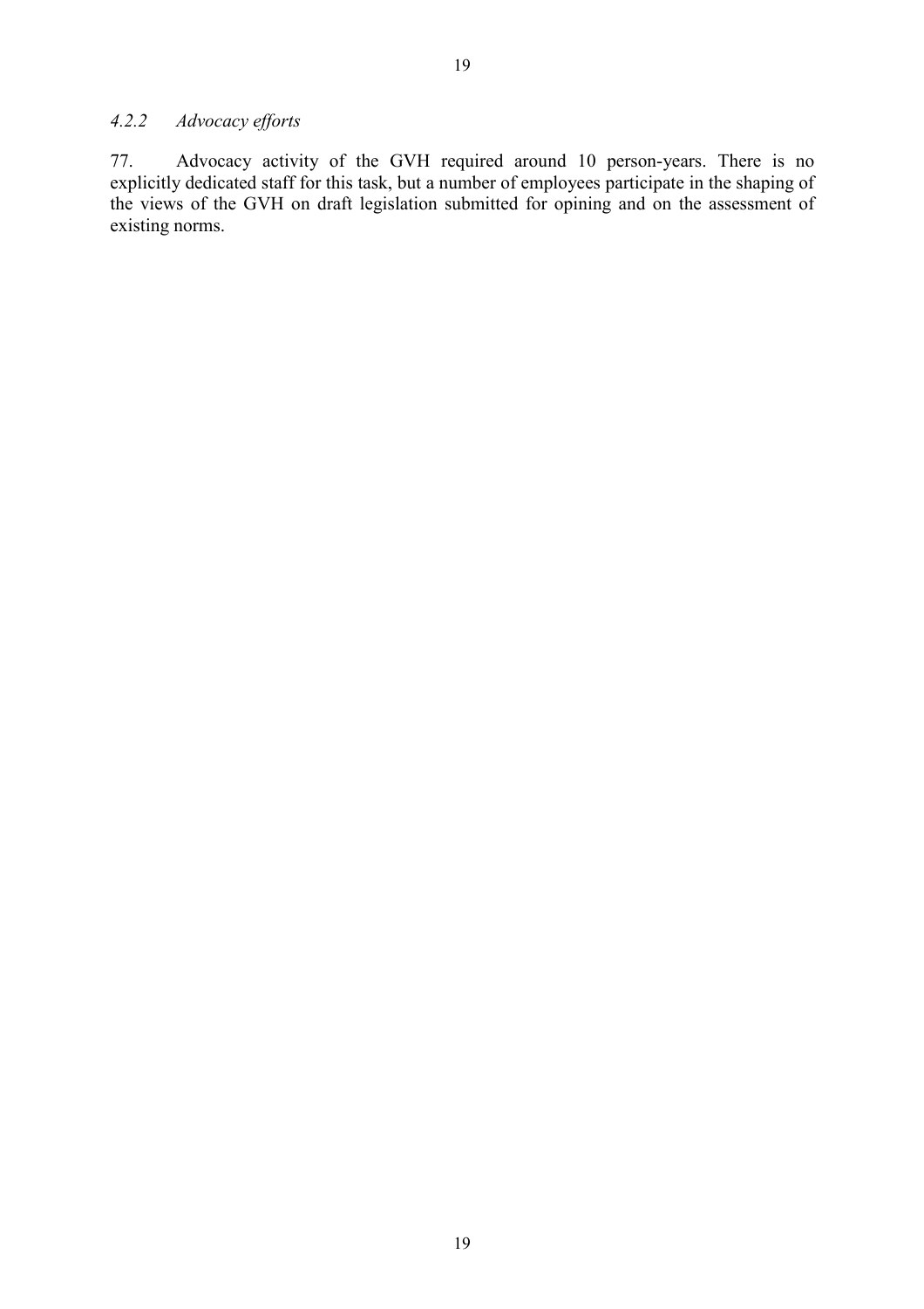### *4.2.2 Advocacy efforts*

77. Advocacy activity of the GVH required around 10 person-years. There is no explicitly dedicated staff for this task, but a number of employees participate in the shaping of the views of the GVH on draft legislation submitted for opining and on the assessment of existing norms.